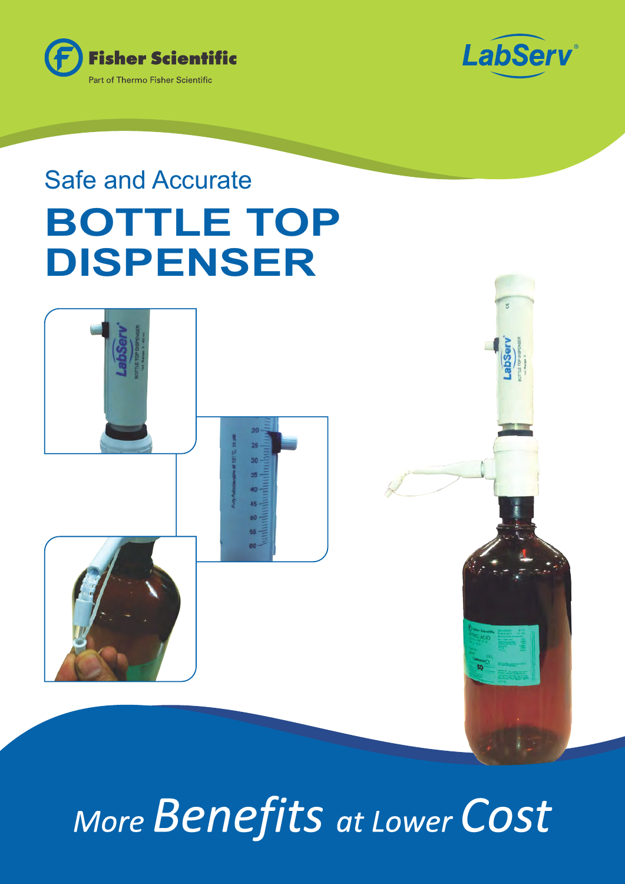Fisher Scientific
Part of Thermo Fisher Scientific

LabServ®

Safe and Accurate

# BOTTLE TOP DISPENSER

*More Benefits at Lower Cost*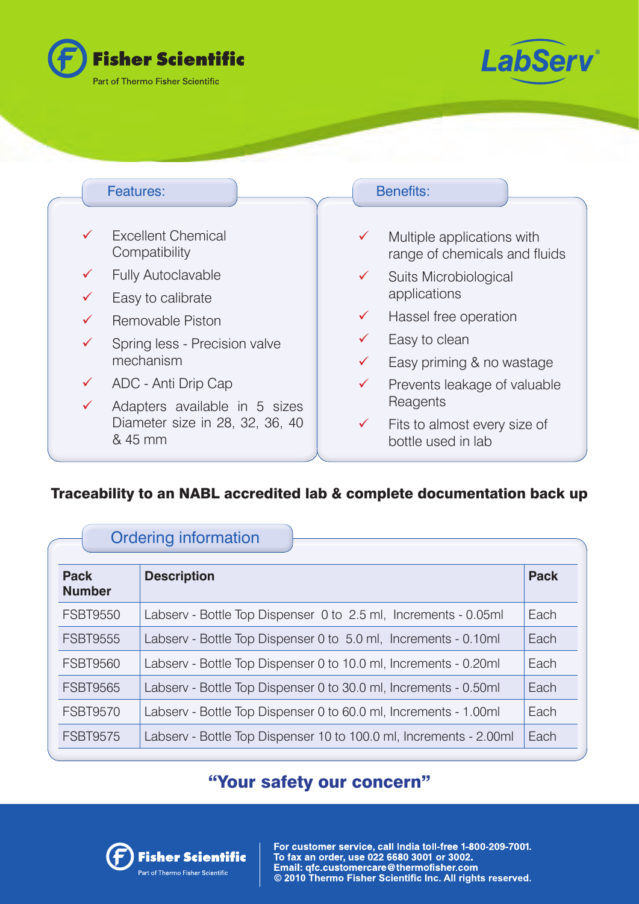Fisher Scientific
Part of Thermo Fisher Scientific

LabServ®

## Features:

- ✓ Excellent Chemical Compatibility
- ✓ Fully Autoclavable
- ✓ Easy to calibrate
- ✓ Removable Piston
- ✓ Spring less - Precision valve mechanism
- ✓ ADC - Anti Drip Cap
- ✓ Adapters available in 5 sizes Diameter size in 28, 32, 36, 40 & 45 mm

## Benefits:

- ✓ Multiple applications with range of chemicals and fluids
- ✓ Suits Microbiological applications
- ✓ Hassel free operation
- ✓ Easy to clean
- ✓ Easy priming & no wastage
- ✓ Prevents leakage of valuable Reagents
- ✓ Fits to almost every size of bottle used in lab

**Traceability to an NABL accredited lab & complete documentation back up**

## Ordering information

| Pack Number | Description | Pack |
|---|---|---|
| FSBT9550 | Labserv - Bottle Top Dispenser 0 to 2.5 ml, Increments - 0.05ml | Each |
| FSBT9555 | Labserv - Bottle Top Dispenser 0 to 5.0 ml, Increments - 0.10ml | Each |
| FSBT9560 | Labserv - Bottle Top Dispenser 0 to 10.0 ml, Increments - 0.20ml | Each |
| FSBT9565 | Labserv - Bottle Top Dispenser 0 to 30.0 ml, Increments - 0.50ml | Each |
| FSBT9570 | Labserv - Bottle Top Dispenser 0 to 60.0 ml, Increments - 1.00ml | Each |
| FSBT9575 | Labserv - Bottle Top Dispenser 10 to 100.0 ml, Increments - 2.00ml | Each |

**"Your safety our concern"**

Fisher Scientific
Part of Thermo Fisher Scientific

**For customer service, call India toll-free 1-800-209-7001.**
**To fax an order, use 022 6680 3001 or 3002.**
**Email: qfc.customercare@thermofisher.com**
**© 2010 Thermo Fisher Scientific Inc. All rights reserved.**